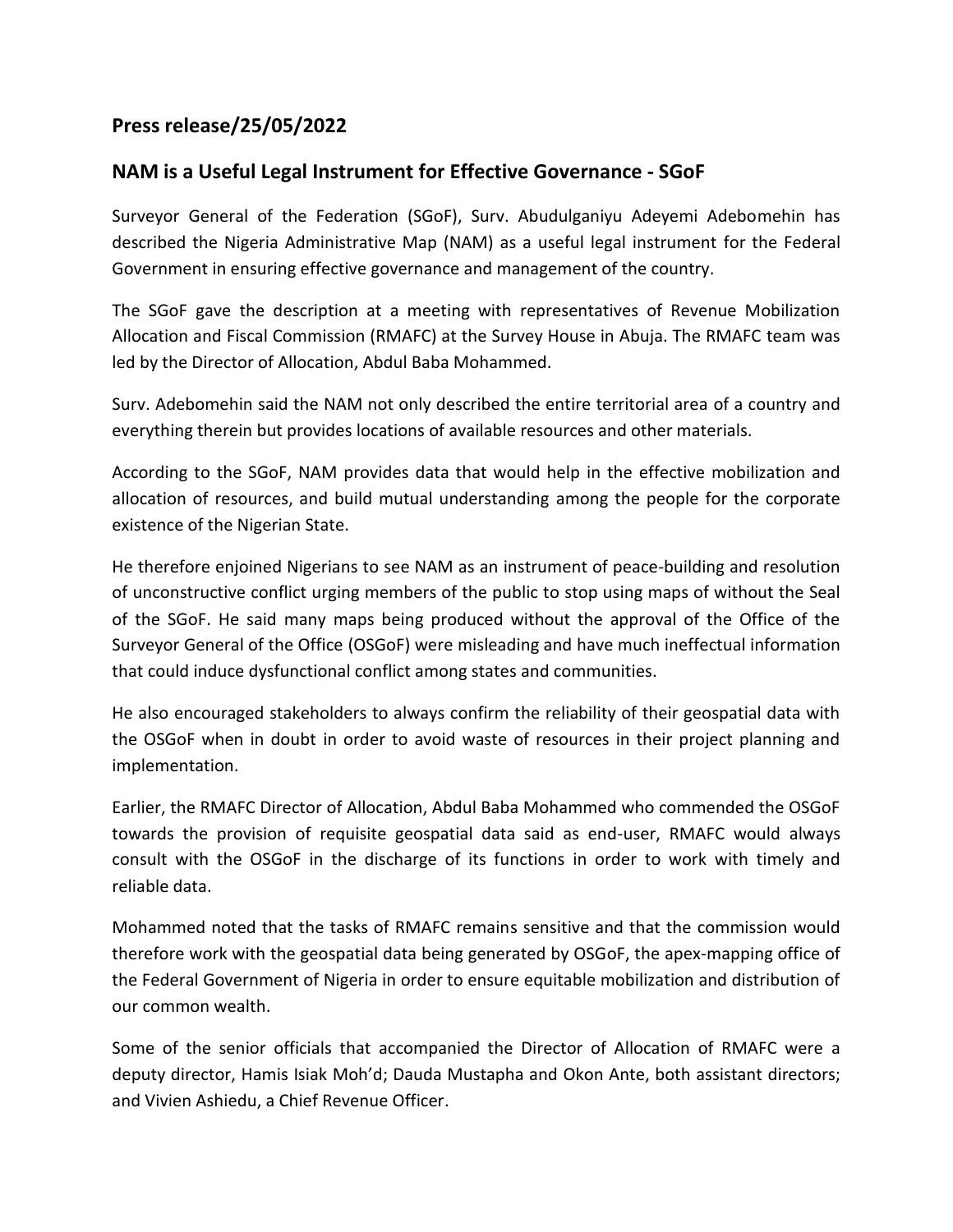## Press release/25/05/2022

## NAM is a Useful Legal Instrument for Effective Governance - SGoF

Surveyor General of the Federation (SGoF), Surv. Abudulganiyu Adeyemi Adebomehin has described the Nigeria Administrative Map (NAM) as a useful legal instrument for the Federal Government in ensuring effective governance and management of the country.

The SGoF gave the description at a meeting with representatives of Revenue Mobilization Allocation and Fiscal Commission (RMAFC) at the Survey House in Abuja. The RMAFC team was led by the Director of Allocation, Abdul Baba Mohammed.

Surv. Adebomehin said the NAM not only described the entire territorial area of a country and everything therein but provides locations of available resources and other materials.

According to the SGoF, NAM provides data that would help in the effective mobilization and allocation of resources, and build mutual understanding among the people for the corporate existence of the Nigerian State.

He therefore enjoined Nigerians to see NAM as an instrument of peace-building and resolution of unconstructive conflict urging members of the public to stop using maps of without the Seal of the SGoF. He said many maps being produced without the approval of the Office of the Surveyor General of the Office (OSGoF) were misleading and have much ineffectual information that could induce dysfunctional conflict among states and communities.

He also encouraged stakeholders to always confirm the reliability of their geospatial data with the OSGoF when in doubt in order to avoid waste of resources in their project planning and implementation.

Earlier, the RMAFC Director of Allocation, Abdul Baba Mohammed who commended the OSGoF towards the provision of requisite geospatial data said as end-user, RMAFC would always consult with the OSGoF in the discharge of its functions in order to work with timely and reliable data.

Mohammed noted that the tasks of RMAFC remains sensitive and that the commission would therefore work with the geospatial data being generated by OSGoF, the apex-mapping office of the Federal Government of Nigeria in order to ensure equitable mobilization and distribution of our common wealth.

Some of the senior officials that accompanied the Director of Allocation of RMAFC were a deputy director, Hamis Isiak Moh'd; Dauda Mustapha and Okon Ante, both assistant directors; and Vivien Ashiedu, a Chief Revenue Officer.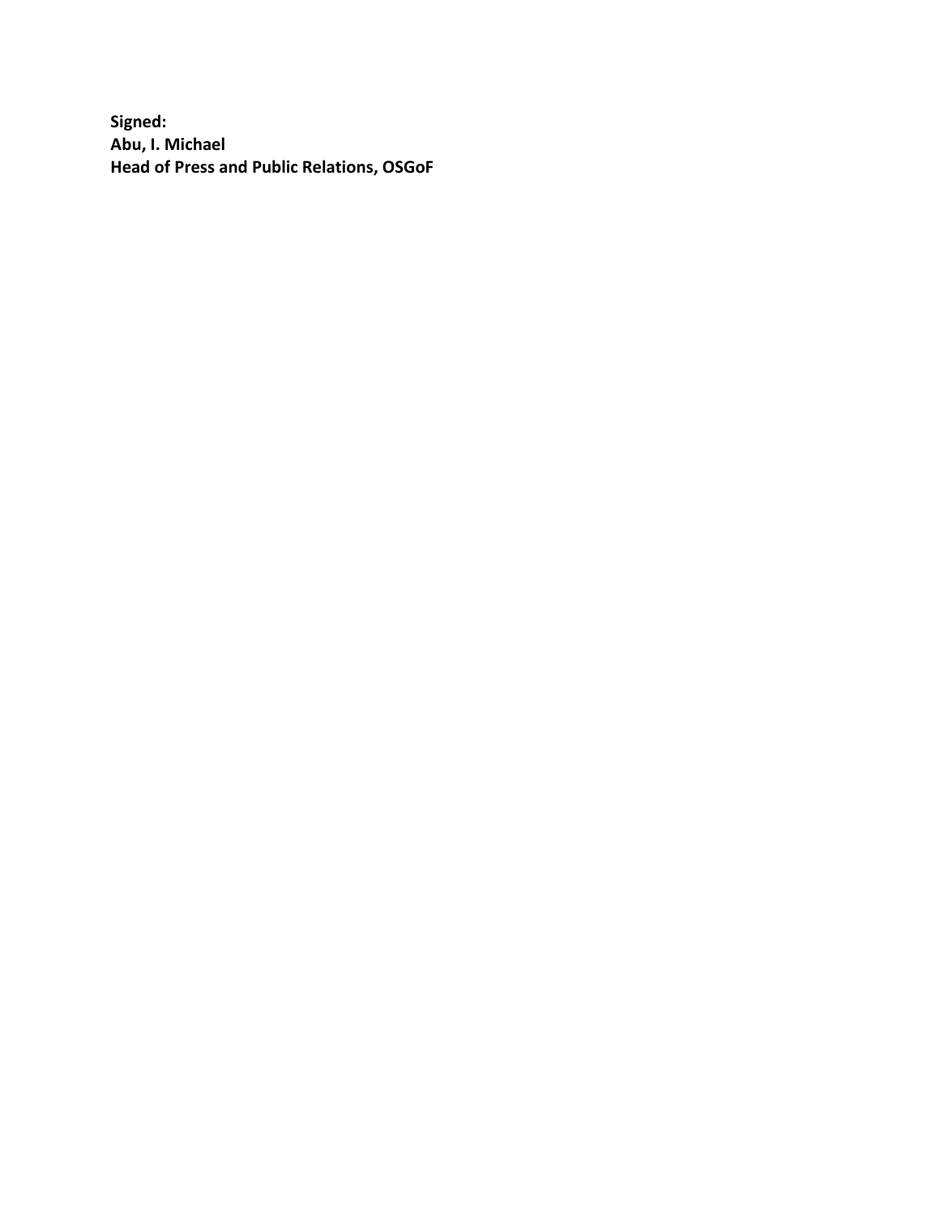**Signed:**
**Abu, I. Michael**
**Head of Press and Public Relations, OSGoF**